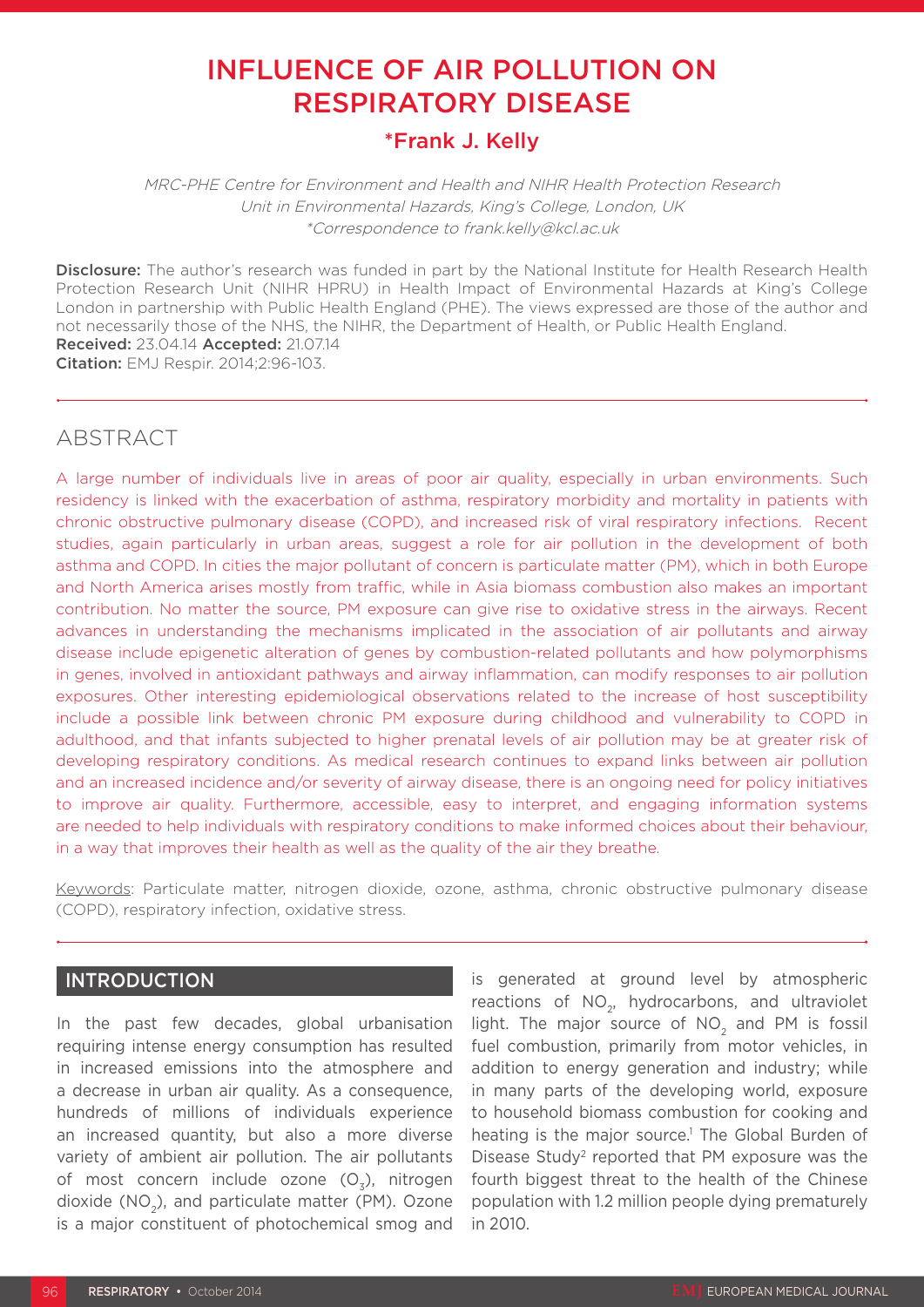# INFLUENCE OF AIR POLLUTION ON RESPIRATORY DISEASE

## *Frank J. Kelly

*MRC-PHE Centre for Environment and Health and NIHR Health Protection Research Unit in Environmental Hazards, King's College, London, UK*
*\*Correspondence to frank.kelly@kcl.ac.uk*

**Disclosure:** The author's research was funded in part by the National Institute for Health Research Health Protection Research Unit (NIHR HPRU) in Health Impact of Environmental Hazards at King's College London in partnership with Public Health England (PHE). The views expressed are those of the author and not necessarily those of the NHS, the NIHR, the Department of Health, or Public Health England.
**Received:** 23.04.14 **Accepted:** 21.07.14
**Citation:** EMJ Respir. 2014;2:96-103.

## ABSTRACT

A large number of individuals live in areas of poor air quality, especially in urban environments. Such residency is linked with the exacerbation of asthma, respiratory morbidity and mortality in patients with chronic obstructive pulmonary disease (COPD), and increased risk of viral respiratory infections. Recent studies, again particularly in urban areas, suggest a role for air pollution in the development of both asthma and COPD. In cities the major pollutant of concern is particulate matter (PM), which in both Europe and North America arises mostly from traffic, while in Asia biomass combustion also makes an important contribution. No matter the source, PM exposure can give rise to oxidative stress in the airways. Recent advances in understanding the mechanisms implicated in the association of air pollutants and airway disease include epigenetic alteration of genes by combustion-related pollutants and how polymorphisms in genes, involved in antioxidant pathways and airway inflammation, can modify responses to air pollution exposures. Other interesting epidemiological observations related to the increase of host susceptibility include a possible link between chronic PM exposure during childhood and vulnerability to COPD in adulthood, and that infants subjected to higher prenatal levels of air pollution may be at greater risk of developing respiratory conditions. As medical research continues to expand links between air pollution and an increased incidence and/or severity of airway disease, there is an ongoing need for policy initiatives to improve air quality. Furthermore, accessible, easy to interpret, and engaging information systems are needed to help individuals with respiratory conditions to make informed choices about their behaviour, in a way that improves their health as well as the quality of the air they breathe.

Keywords: Particulate matter, nitrogen dioxide, ozone, asthma, chronic obstructive pulmonary disease (COPD), respiratory infection, oxidative stress.

## INTRODUCTION

In the past few decades, global urbanisation requiring intense energy consumption has resulted in increased emissions into the atmosphere and a decrease in urban air quality. As a consequence, hundreds of millions of individuals experience an increased quantity, but also a more diverse variety of ambient air pollution. The air pollutants of most concern include ozone ($O_3$), nitrogen dioxide ($NO_2$), and particulate matter (PM). Ozone is a major constituent of photochemical smog and is generated at ground level by atmospheric reactions of $NO_2$, hydrocarbons, and ultraviolet light. The major source of $NO_2$ and PM is fossil fuel combustion, primarily from motor vehicles, in addition to energy generation and industry; while in many parts of the developing world, exposure to household biomass combustion for cooking and heating is the major source.[1] The Global Burden of Disease Study[2] reported that PM exposure was the fourth biggest threat to the health of the Chinese population with 1.2 million people dying prematurely in 2010.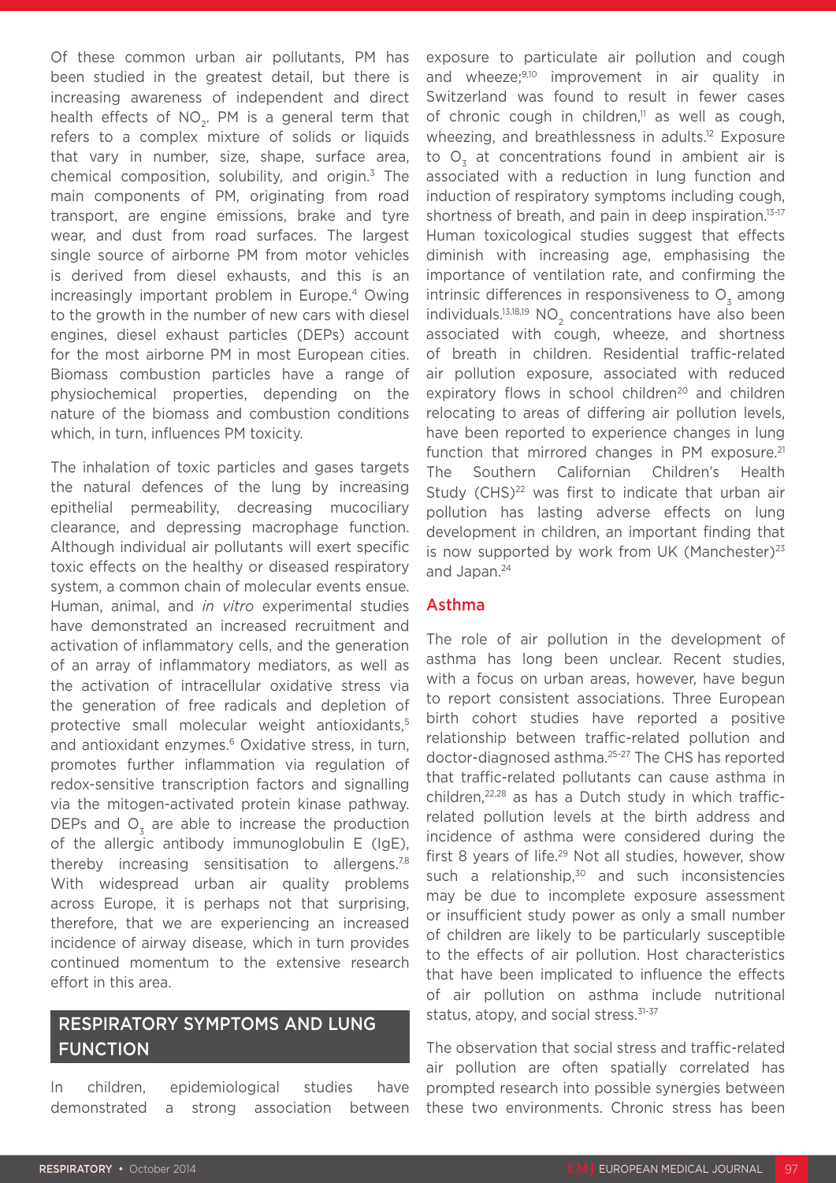Of these common urban air pollutants, PM has been studied in the greatest detail, but there is increasing awareness of independent and direct health effects of $NO_2$. PM is a general term that refers to a complex mixture of solids or liquids that vary in number, size, shape, surface area, chemical composition, solubility, and origin.[3] The main components of PM, originating from road transport, are engine emissions, brake and tyre wear, and dust from road surfaces. The largest single source of airborne PM from motor vehicles is derived from diesel exhausts, and this is an increasingly important problem in Europe.[4] Owing to the growth in the number of new cars with diesel engines, diesel exhaust particles (DEPs) account for the most airborne PM in most European cities. Biomass combustion particles have a range of physiochemical properties, depending on the nature of the biomass and combustion conditions which, in turn, influences PM toxicity.

The inhalation of toxic particles and gases targets the natural defences of the lung by increasing epithelial permeability, decreasing mucociliary clearance, and depressing macrophage function. Although individual air pollutants will exert specific toxic effects on the healthy or diseased respiratory system, a common chain of molecular events ensue. Human, animal, and *in vitro* experimental studies have demonstrated an increased recruitment and activation of inflammatory cells, and the generation of an array of inflammatory mediators, as well as the activation of intracellular oxidative stress via the generation of free radicals and depletion of protective small molecular weight antioxidants,[5] and antioxidant enzymes.[6] Oxidative stress, in turn, promotes further inflammation via regulation of redox-sensitive transcription factors and signalling via the mitogen-activated protein kinase pathway. DEPs and $O_3$ are able to increase the production of the allergic antibody immunoglobulin E (IgE), thereby increasing sensitisation to allergens.[7,8] With widespread urban air quality problems across Europe, it is perhaps not that surprising, therefore, that we are experiencing an increased incidence of airway disease, which in turn provides continued momentum to the extensive research effort in this area.

## RESPIRATORY SYMPTOMS AND LUNG FUNCTION

In children, epidemiological studies have demonstrated a strong association between exposure to particulate air pollution and cough and wheeze;[9,10] improvement in air quality in Switzerland was found to result in fewer cases of chronic cough in children,[11] as well as cough, wheezing, and breathlessness in adults.[12] Exposure to $O_3$ at concentrations found in ambient air is associated with a reduction in lung function and induction of respiratory symptoms including cough, shortness of breath, and pain in deep inspiration.[13-17] Human toxicological studies suggest that effects diminish with increasing age, emphasising the importance of ventilation rate, and confirming the intrinsic differences in responsiveness to $O_3$ among individuals.[13,18,19] $NO_2$ concentrations have also been associated with cough, wheeze, and shortness of breath in children. Residential traffic-related air pollution exposure, associated with reduced expiratory flows in school children[20] and children relocating to areas of differing air pollution levels, have been reported to experience changes in lung function that mirrored changes in PM exposure.[21] The Southern Californian Children's Health Study (CHS)[22] was first to indicate that urban air pollution has lasting adverse effects on lung development in children, an important finding that is now supported by work from UK (Manchester)[23] and Japan.[24]

### Asthma

The role of air pollution in the development of asthma has long been unclear. Recent studies, with a focus on urban areas, however, have begun to report consistent associations. Three European birth cohort studies have reported a positive relationship between traffic-related pollution and doctor-diagnosed asthma.[25-27] The CHS has reported that traffic-related pollutants can cause asthma in children,[22,28] as has a Dutch study in which traffic-related pollution levels at the birth address and incidence of asthma were considered during the first 8 years of life.[29] Not all studies, however, show such a relationship,[30] and such inconsistencies may be due to incomplete exposure assessment or insufficient study power as only a small number of children are likely to be particularly susceptible to the effects of air pollution. Host characteristics that have been implicated to influence the effects of air pollution on asthma include nutritional status, atopy, and social stress.[31-37]

The observation that social stress and traffic-related air pollution are often spatially correlated has prompted research into possible synergies between these two environments. Chronic stress has been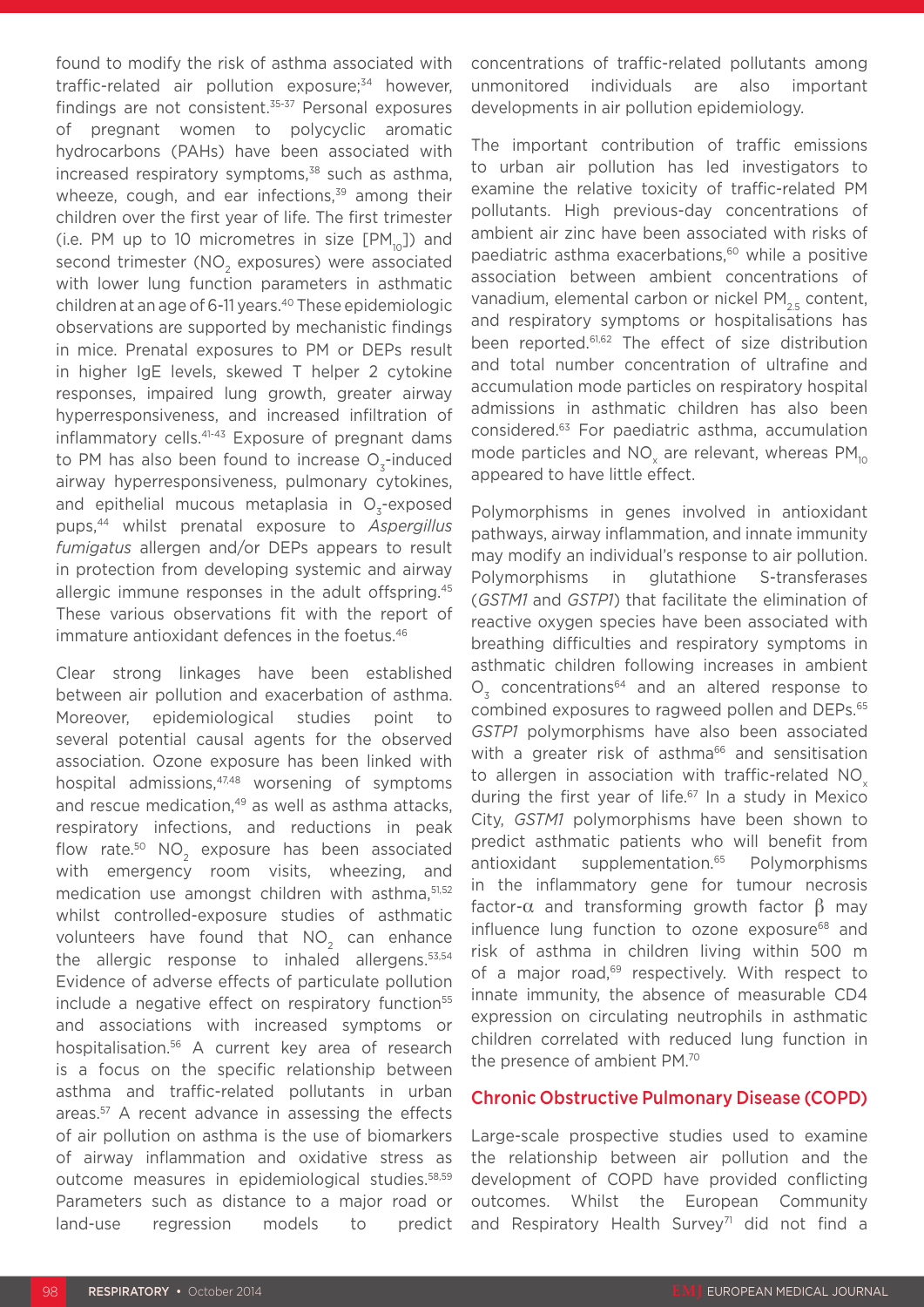found to modify the risk of asthma associated with traffic-related air pollution exposure;[34] however, findings are not consistent.[35-37] Personal exposures of pregnant women to polycyclic aromatic hydrocarbons (PAHs) have been associated with increased respiratory symptoms,[38] such as asthma, wheeze, cough, and ear infections,[39] among their children over the first year of life. The first trimester (i.e. PM up to 10 micrometres in size [$PM_{10}$]) and second trimester ($NO_2$ exposures) were associated with lower lung function parameters in asthmatic children at an age of 6-11 years.[40] These epidemiologic observations are supported by mechanistic findings in mice. Prenatal exposures to PM or DEPs result in higher IgE levels, skewed T helper 2 cytokine responses, impaired lung growth, greater airway hyperresponsiveness, and increased infiltration of inflammatory cells.[41-43] Exposure of pregnant dams to PM has also been found to increase $O_3$-induced airway hyperresponsiveness, pulmonary cytokines, and epithelial mucous metaplasia in $O_3$-exposed pups,[44] whilst prenatal exposure to *Aspergillus fumigatus* allergen and/or DEPs appears to result in protection from developing systemic and airway allergic immune responses in the adult offspring.[45] These various observations fit with the report of immature antioxidant defences in the foetus.[46]

Clear strong linkages have been established between air pollution and exacerbation of asthma. Moreover, epidemiological studies point to several potential causal agents for the observed association. Ozone exposure has been linked with hospital admissions,[47,48] worsening of symptoms and rescue medication,[49] as well as asthma attacks, respiratory infections, and reductions in peak flow rate.[50] $NO_2$ exposure has been associated with emergency room visits, wheezing, and medication use amongst children with asthma,[51,52] whilst controlled-exposure studies of asthmatic volunteers have found that $NO_2$ can enhance the allergic response to inhaled allergens.[53,54] Evidence of adverse effects of particulate pollution include a negative effect on respiratory function[55] and associations with increased symptoms or hospitalisation.[56] A current key area of research is a focus on the specific relationship between asthma and traffic-related pollutants in urban areas.[57] A recent advance in assessing the effects of air pollution on asthma is the use of biomarkers of airway inflammation and oxidative stress as outcome measures in epidemiological studies.[58,59] Parameters such as distance to a major road or land-use regression models to predict concentrations of traffic-related pollutants among unmonitored individuals are also important developments in air pollution epidemiology.

The important contribution of traffic emissions to urban air pollution has led investigators to examine the relative toxicity of traffic-related PM pollutants. High previous-day concentrations of ambient air zinc have been associated with risks of paediatric asthma exacerbations,[60] while a positive association between ambient concentrations of vanadium, elemental carbon or nickel $PM_{2.5}$ content, and respiratory symptoms or hospitalisations has been reported.[61,62] The effect of size distribution and total number concentration of ultrafine and accumulation mode particles on respiratory hospital admissions in asthmatic children has also been considered.[63] For paediatric asthma, accumulation mode particles and $NO_x$ are relevant, whereas $PM_{10}$ appeared to have little effect.

Polymorphisms in genes involved in antioxidant pathways, airway inflammation, and innate immunity may modify an individual's response to air pollution. Polymorphisms in glutathione S-transferases (*GSTM1* and *GSTP1*) that facilitate the elimination of reactive oxygen species have been associated with breathing difficulties and respiratory symptoms in asthmatic children following increases in ambient $O_3$ concentrations[64] and an altered response to combined exposures to ragweed pollen and DEPs.[65] *GSTP1* polymorphisms have also been associated with a greater risk of asthma[66] and sensitisation to allergen in association with traffic-related $NO_x$ during the first year of life.[67] In a study in Mexico City, *GSTM1* polymorphisms have been shown to predict asthmatic patients who will benefit from antioxidant supplementation.[65] Polymorphisms in the inflammatory gene for tumour necrosis factor-$\alpha$ and transforming growth factor $\beta$ may influence lung function to ozone exposure[68] and risk of asthma in children living within 500 m of a major road,[69] respectively. With respect to innate immunity, the absence of measurable CD4 expression on circulating neutrophils in asthmatic children correlated with reduced lung function in the presence of ambient PM.[70]

## Chronic Obstructive Pulmonary Disease (COPD)

Large-scale prospective studies used to examine the relationship between air pollution and the development of COPD have provided conflicting outcomes. Whilst the European Community and Respiratory Health Survey[71] did not find a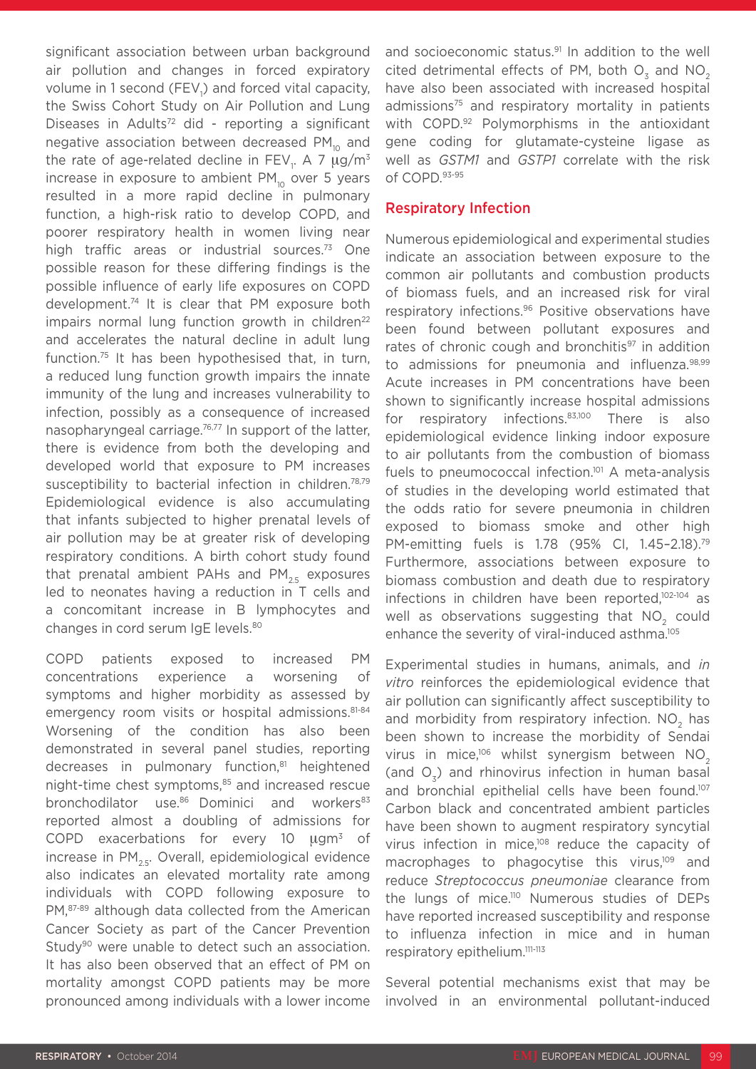significant association between urban background air pollution and changes in forced expiratory volume in 1 second ($FEV_1$) and forced vital capacity, the Swiss Cohort Study on Air Pollution and Lung Diseases in Adults[72] did - reporting a significant negative association between decreased $PM_{10}$ and the rate of age-related decline in $FEV_1$. A 7 μg/m³ increase in exposure to ambient $PM_{10}$ over 5 years resulted in a more rapid decline in pulmonary function, a high-risk ratio to develop COPD, and poorer respiratory health in women living near high traffic areas or industrial sources.[73] One possible reason for these differing findings is the possible influence of early life exposures on COPD development.[74] It is clear that PM exposure both impairs normal lung function growth in children[22] and accelerates the natural decline in adult lung function.[75] It has been hypothesised that, in turn, a reduced lung function growth impairs the innate immunity of the lung and increases vulnerability to infection, possibly as a consequence of increased nasopharyngeal carriage.[76,77] In support of the latter, there is evidence from both the developing and developed world that exposure to PM increases susceptibility to bacterial infection in children.[78,79] Epidemiological evidence is also accumulating that infants subjected to higher prenatal levels of air pollution may be at greater risk of developing respiratory conditions. A birth cohort study found that prenatal ambient PAHs and $PM_{2.5}$ exposures led to neonates having a reduction in T cells and a concomitant increase in B lymphocytes and changes in cord serum IgE levels.[80]

COPD patients exposed to increased PM concentrations experience a worsening of symptoms and higher morbidity as assessed by emergency room visits or hospital admissions.[81-84] Worsening of the condition has also been demonstrated in several panel studies, reporting decreases in pulmonary function,[81] heightened night-time chest symptoms,[85] and increased rescue bronchodilator use.[86] Dominici and workers[83] reported almost a doubling of admissions for COPD exacerbations for every 10 μgm³ of increase in $PM_{2.5}$. Overall, epidemiological evidence also indicates an elevated mortality rate among individuals with COPD following exposure to PM,[87-89] although data collected from the American Cancer Society as part of the Cancer Prevention Study[90] were unable to detect such an association. It has also been observed that an effect of PM on mortality amongst COPD patients may be more pronounced among individuals with a lower income and socioeconomic status.[91] In addition to the well cited detrimental effects of PM, both $O_3$ and $NO_2$ have also been associated with increased hospital admissions[75] and respiratory mortality in patients with COPD.[92] Polymorphisms in the antioxidant gene coding for glutamate-cysteine ligase as well as *GSTM1* and *GSTP1* correlate with the risk of COPD.[93-95]

## Respiratory Infection

Numerous epidemiological and experimental studies indicate an association between exposure to the common air pollutants and combustion products of biomass fuels, and an increased risk for viral respiratory infections.[96] Positive observations have been found between pollutant exposures and rates of chronic cough and bronchitis[97] in addition to admissions for pneumonia and influenza.[98,99] Acute increases in PM concentrations have been shown to significantly increase hospital admissions for respiratory infections.[83,100] There is also epidemiological evidence linking indoor exposure to air pollutants from the combustion of biomass fuels to pneumococcal infection.[101] A meta-analysis of studies in the developing world estimated that the odds ratio for severe pneumonia in children exposed to biomass smoke and other high PM-emitting fuels is 1.78 (95% CI, 1.45–2.18).[79] Furthermore, associations between exposure to biomass combustion and death due to respiratory infections in children have been reported,[102-104] as well as observations suggesting that $NO_2$ could enhance the severity of viral-induced asthma.[105]

Experimental studies in humans, animals, and *in vitro* reinforces the epidemiological evidence that air pollution can significantly affect susceptibility to and morbidity from respiratory infection. $NO_2$ has been shown to increase the morbidity of Sendai virus in mice,[106] whilst synergism between $NO_2$ (and $O_3$) and rhinovirus infection in human basal and bronchial epithelial cells have been found.[107] Carbon black and concentrated ambient particles have been shown to augment respiratory syncytial virus infection in mice,[108] reduce the capacity of macrophages to phagocytise this virus,[109] and reduce *Streptococcus pneumoniae* clearance from the lungs of mice.[110] Numerous studies of DEPs have reported increased susceptibility and response to influenza infection in mice and in human respiratory epithelium.[111-113]

Several potential mechanisms exist that may be involved in an environmental pollutant-induced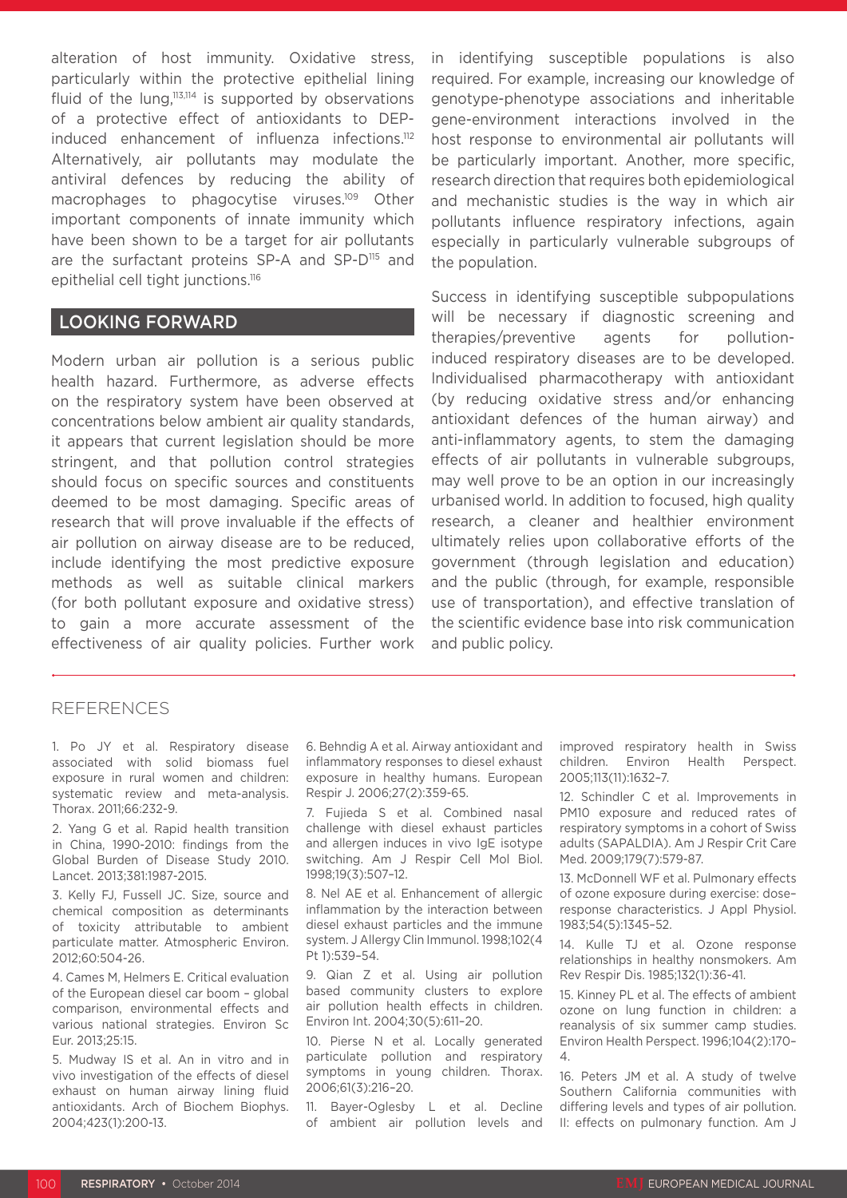alteration of host immunity. Oxidative stress, particularly within the protective epithelial lining fluid of the lung,[113,114] is supported by observations of a protective effect of antioxidants to DEP-induced enhancement of influenza infections.[112] Alternatively, air pollutants may modulate the antiviral defences by reducing the ability of macrophages to phagocytise viruses.[109] Other important components of innate immunity which have been shown to be a target for air pollutants are the surfactant proteins SP-A and SP-D[115] and epithelial cell tight junctions.[116]

## LOOKING FORWARD

Modern urban air pollution is a serious public health hazard. Furthermore, as adverse effects on the respiratory system have been observed at concentrations below ambient air quality standards, it appears that current legislation should be more stringent, and that pollution control strategies should focus on specific sources and constituents deemed to be most damaging. Specific areas of research that will prove invaluable if the effects of air pollution on airway disease are to be reduced, include identifying the most predictive exposure methods as well as suitable clinical markers (for both pollutant exposure and oxidative stress) to gain a more accurate assessment of the effectiveness of air quality policies. Further work in identifying susceptible populations is also required. For example, increasing our knowledge of genotype-phenotype associations and inheritable gene-environment interactions involved in the host response to environmental air pollutants will be particularly important. Another, more specific, research direction that requires both epidemiological and mechanistic studies is the way in which air pollutants influence respiratory infections, again especially in particularly vulnerable subgroups of the population.

Success in identifying susceptible subpopulations will be necessary if diagnostic screening and therapies/preventive agents for pollution-induced respiratory diseases are to be developed. Individualised pharmacotherapy with antioxidant (by reducing oxidative stress and/or enhancing antioxidant defences of the human airway) and anti-inflammatory agents, to stem the damaging effects of air pollutants in vulnerable subgroups, may well prove to be an option in our increasingly urbanised world. In addition to focused, high quality research, a cleaner and healthier environment ultimately relies upon collaborative efforts of the government (through legislation and education) and the public (through, for example, responsible use of transportation), and effective translation of the scientific evidence base into risk communication and public policy.

## REFERENCES

1. Po JY et al. Respiratory disease associated with solid biomass fuel exposure in rural women and children: systematic review and meta-analysis. Thorax. 2011;66:232-9.

2. Yang G et al. Rapid health transition in China, 1990-2010: findings from the Global Burden of Disease Study 2010. Lancet. 2013;381:1987-2015.

3. Kelly FJ, Fussell JC. Size, source and chemical composition as determinants of toxicity attributable to ambient particulate matter. Atmospheric Environ. 2012;60:504-26.

4. Cames M, Helmers E. Critical evaluation of the European diesel car boom – global comparison, environmental effects and various national strategies. Environ Sc Eur. 2013;25:15.

5. Mudway IS et al. An in vitro and in vivo investigation of the effects of diesel exhaust on human airway lining fluid antioxidants. Arch of Biochem Biophys. 2004;423(1):200-13.

6. Behndig A et al. Airway antioxidant and inflammatory responses to diesel exhaust exposure in healthy humans. European Respir J. 2006;27(2):359-65.

7. Fujieda S et al. Combined nasal challenge with diesel exhaust particles and allergen induces in vivo IgE isotype switching. Am J Respir Cell Mol Biol. 1998;19(3):507-12.

8. Nel AE et al. Enhancement of allergic inflammation by the interaction between diesel exhaust particles and the immune system. J Allergy Clin Immunol. 1998;102(4 Pt 1):539–54.

9. Qian Z et al. Using air pollution based community clusters to explore air pollution health effects in children. Environ Int. 2004;30(5):611–20.

10. Pierse N et al. Locally generated particulate pollution and respiratory symptoms in young children. Thorax. 2006;61(3):216–20.

11. Bayer-Oglesby L et al. Decline of ambient air pollution levels and improved respiratory health in Swiss children. Environ Health Perspect. 2005;113(11):1632–7.

12. Schindler C et al. Improvements in PM10 exposure and reduced rates of respiratory symptoms in a cohort of Swiss adults (SAPALDIA). Am J Respir Crit Care Med. 2009;179(7):579-87.

13. McDonnell WF et al. Pulmonary effects of ozone exposure during exercise: dose–response characteristics. J Appl Physiol. 1983;54(5):1345–52.

14. Kulle TJ et al. Ozone response relationships in healthy nonsmokers. Am Rev Respir Dis. 1985;132(1):36-41.

15. Kinney PL et al. The effects of ambient ozone on lung function in children: a reanalysis of six summer camp studies. Environ Health Perspect. 1996;104(2):170–4.

16. Peters JM et al. A study of twelve Southern California communities with differing levels and types of air pollution. II: effects on pulmonary function. Am J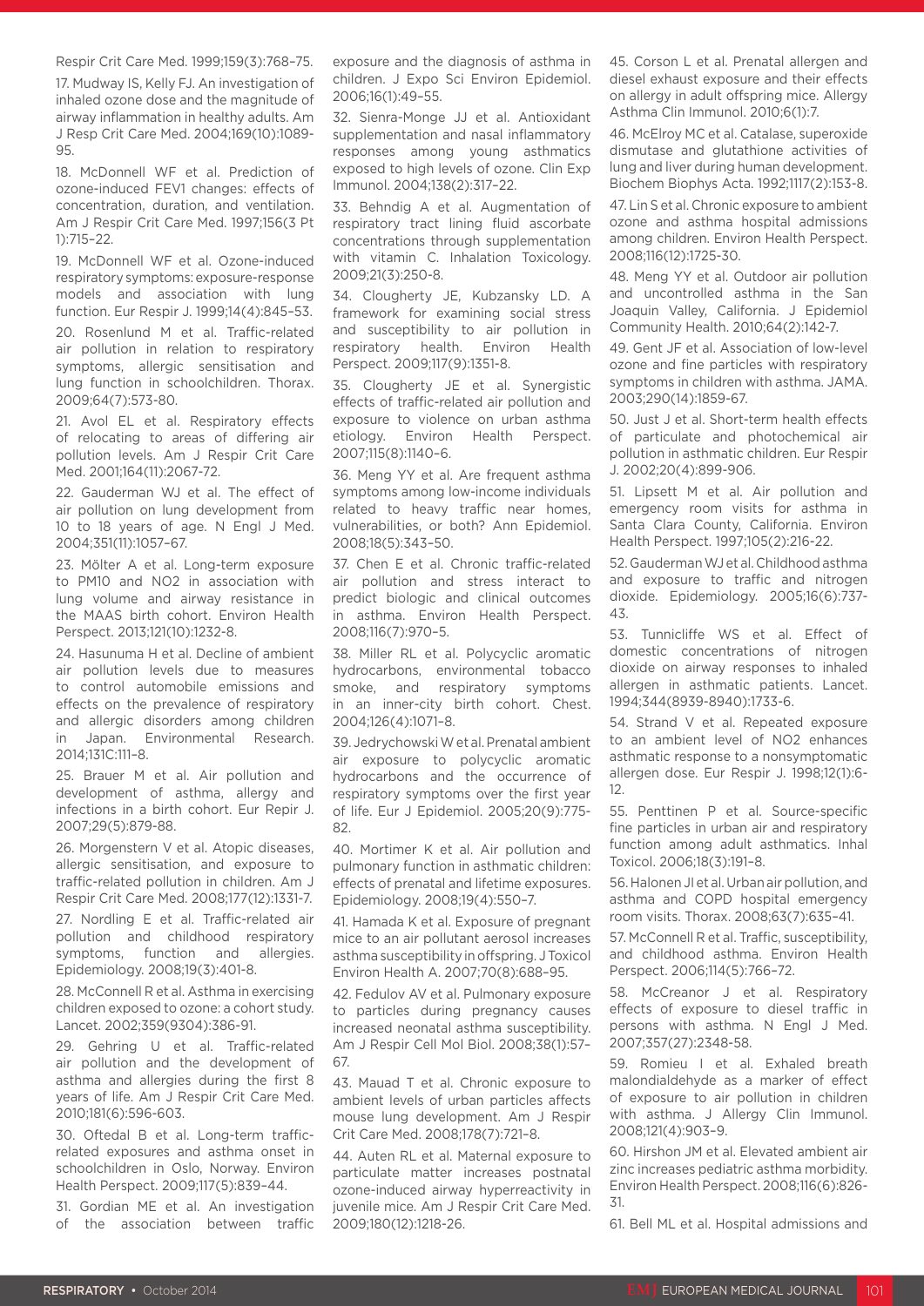Respir Crit Care Med. 1999;159(3):768–75.

17. Mudway IS, Kelly FJ. An investigation of inhaled ozone dose and the magnitude of airway inflammation in healthy adults. Am J Resp Crit Care Med. 2004;169(10):1089-95.

18. McDonnell WF et al. Prediction of ozone-induced FEV1 changes: effects of concentration, duration, and ventilation. Am J Respir Crit Care Med. 1997;156(3 Pt 1):715–22.

19. McDonnell WF et al. Ozone-induced respiratory symptoms: exposure-response models and association with lung function. Eur Respir J. 1999;14(4):845–53.

20. Rosenlund M et al. Traffic-related air pollution in relation to respiratory symptoms, allergic sensitisation and lung function in schoolchildren. Thorax. 2009;64(7):573-80.

21. Avol EL et al. Respiratory effects of relocating to areas of differing air pollution levels. Am J Respir Crit Care Med. 2001;164(11):2067-72.

22. Gauderman WJ et al. The effect of air pollution on lung development from 10 to 18 years of age. N Engl J Med. 2004;351(11):1057–67.

23. Mölter A et al. Long-term exposure to PM10 and NO2 in association with lung volume and airway resistance in the MAAS birth cohort. Environ Health Perspect. 2013;121(10):1232-8.

24. Hasunuma H et al. Decline of ambient air pollution levels due to measures to control automobile emissions and effects on the prevalence of respiratory and allergic disorders among children in Japan. Environmental Research. 2014;131C:111–8.

25. Brauer M et al. Air pollution and development of asthma, allergy and infections in a birth cohort. Eur Repir J. 2007;29(5):879-88.

26. Morgenstern V et al. Atopic diseases, allergic sensitisation, and exposure to traffic-related pollution in children. Am J Respir Crit Care Med. 2008;177(12):1331-7.

27. Nordling E et al. Traffic-related air pollution and childhood respiratory symptoms, function and allergies. Epidemiology. 2008;19(3):401-8.

28. McConnell R et al. Asthma in exercising children exposed to ozone: a cohort study. Lancet. 2002;359(9304):386-91.

29. Gehring U et al. Traffic-related air pollution and the development of asthma and allergies during the first 8 years of life. Am J Respir Crit Care Med. 2010;181(6):596-603.

30. Oftedal B et al. Long-term traffic-related exposures and asthma onset in schoolchildren in Oslo, Norway. Environ Health Perspect. 2009;117(5):839–44.

31. Gordian ME et al. An investigation of the association between traffic exposure and the diagnosis of asthma in children. J Expo Sci Environ Epidemiol. 2006;16(1):49–55.

32. Sienra-Monge JJ et al. Antioxidant supplementation and nasal inflammatory responses among young asthmatics exposed to high levels of ozone. Clin Exp Immunol. 2004;138(2):317–22.

33. Behndig A et al. Augmentation of respiratory tract lining fluid ascorbate concentrations through supplementation with vitamin C. Inhalation Toxicology. 2009;21(3):250-8.

34. Clougherty JE, Kubzansky LD. A framework for examining social stress and susceptibility to air pollution in respiratory health. Environ Health Perspect. 2009;117(9):1351-8.

35. Clougherty JE et al. Synergistic effects of traffic-related air pollution and exposure to violence on urban asthma etiology. Environ Health Perspect. 2007;115(8):1140–6.

36. Meng YY et al. Are frequent asthma symptoms among low-income individuals related to heavy traffic near homes, vulnerabilities, or both? Ann Epidemiol. 2008;18(5):343–50.

37. Chen E et al. Chronic traffic-related air pollution and stress interact to predict biologic and clinical outcomes in asthma. Environ Health Perspect. 2008;116(7):970–5.

38. Miller RL et al. Polycyclic aromatic hydrocarbons, environmental tobacco smoke, and respiratory symptoms in an inner-city birth cohort. Chest. 2004;126(4):1071–8.

39. Jedrychowski W et al. Prenatal ambient air exposure to polycyclic aromatic hydrocarbons and the occurrence of respiratory symptoms over the first year of life. Eur J Epidemiol. 2005;20(9):775-82.

40. Mortimer K et al. Air pollution and pulmonary function in asthmatic children: effects of prenatal and lifetime exposures. Epidemiology. 2008;19(4):550–7.

41. Hamada K et al. Exposure of pregnant mice to an air pollutant aerosol increases asthma susceptibility in offspring. J Toxicol Environ Health A. 2007;70(8):688–95.

42. Fedulov AV et al. Pulmonary exposure to particles during pregnancy causes increased neonatal asthma susceptibility. Am J Respir Cell Mol Biol. 2008;38(1):57–67.

43. Mauad T et al. Chronic exposure to ambient levels of urban particles affects mouse lung development. Am J Respir Crit Care Med. 2008;178(7):721–8.

44. Auten RL et al. Maternal exposure to particulate matter increases postnatal ozone-induced airway hyperreactivity in juvenile mice. Am J Respir Crit Care Med. 2009;180(12):1218-26.

45. Corson L et al. Prenatal allergen and diesel exhaust exposure and their effects on allergy in adult offspring mice. Allergy Asthma Clin Immunol. 2010;6(1):7.

46. McElroy MC et al. Catalase, superoxide dismutase and glutathione activities of lung and liver during human development. Biochem Biophys Acta. 1992;1117(2):153-8.

47. Lin S et al. Chronic exposure to ambient ozone and asthma hospital admissions among children. Environ Health Perspect. 2008;116(12):1725-30.

48. Meng YY et al. Outdoor air pollution and uncontrolled asthma in the San Joaquin Valley, California. J Epidemiol Community Health. 2010;64(2):142-7.

49. Gent JF et al. Association of low-level ozone and fine particles with respiratory symptoms in children with asthma. JAMA. 2003;290(14):1859-67.

50. Just J et al. Short-term health effects of particulate and photochemical air pollution in asthmatic children. Eur Respir J. 2002;20(4):899-906.

51. Lipsett M et al. Air pollution and emergency room visits for asthma in Santa Clara County, California. Environ Health Perspect. 1997;105(2):216-22.

52. Gauderman WJ et al. Childhood asthma and exposure to traffic and nitrogen dioxide. Epidemiology. 2005;16(6):737-43.

53. Tunnicliffe WS et al. Effect of domestic concentrations of nitrogen dioxide on airway responses to inhaled allergen in asthmatic patients. Lancet. 1994;344(8939-8940):1733-6.

54. Strand V et al. Repeated exposure to an ambient level of NO2 enhances asthmatic response to a nonsymptomatic allergen dose. Eur Respir J. 1998;12(1):6-12.

55. Penttinen P et al. Source-specific fine particles in urban air and respiratory function among adult asthmatics. Inhal Toxicol. 2006;18(3):191–8.

56. Halonen JI et al. Urban air pollution, and asthma and COPD hospital emergency room visits. Thorax. 2008;63(7):635–41.

57. McConnell R et al. Traffic, susceptibility, and childhood asthma. Environ Health Perspect. 2006;114(5):766–72.

58. McCreanor J et al. Respiratory effects of exposure to diesel traffic in persons with asthma. N Engl J Med. 2007;357(27):2348-58.

59. Romieu I et al. Exhaled breath malondialdehyde as a marker of effect of exposure to air pollution in children with asthma. J Allergy Clin Immunol. 2008;121(4):903–9.

60. Hirshon JM et al. Elevated ambient air zinc increases pediatric asthma morbidity. Environ Health Perspect. 2008;116(6):826-31.

61. Bell ML et al. Hospital admissions and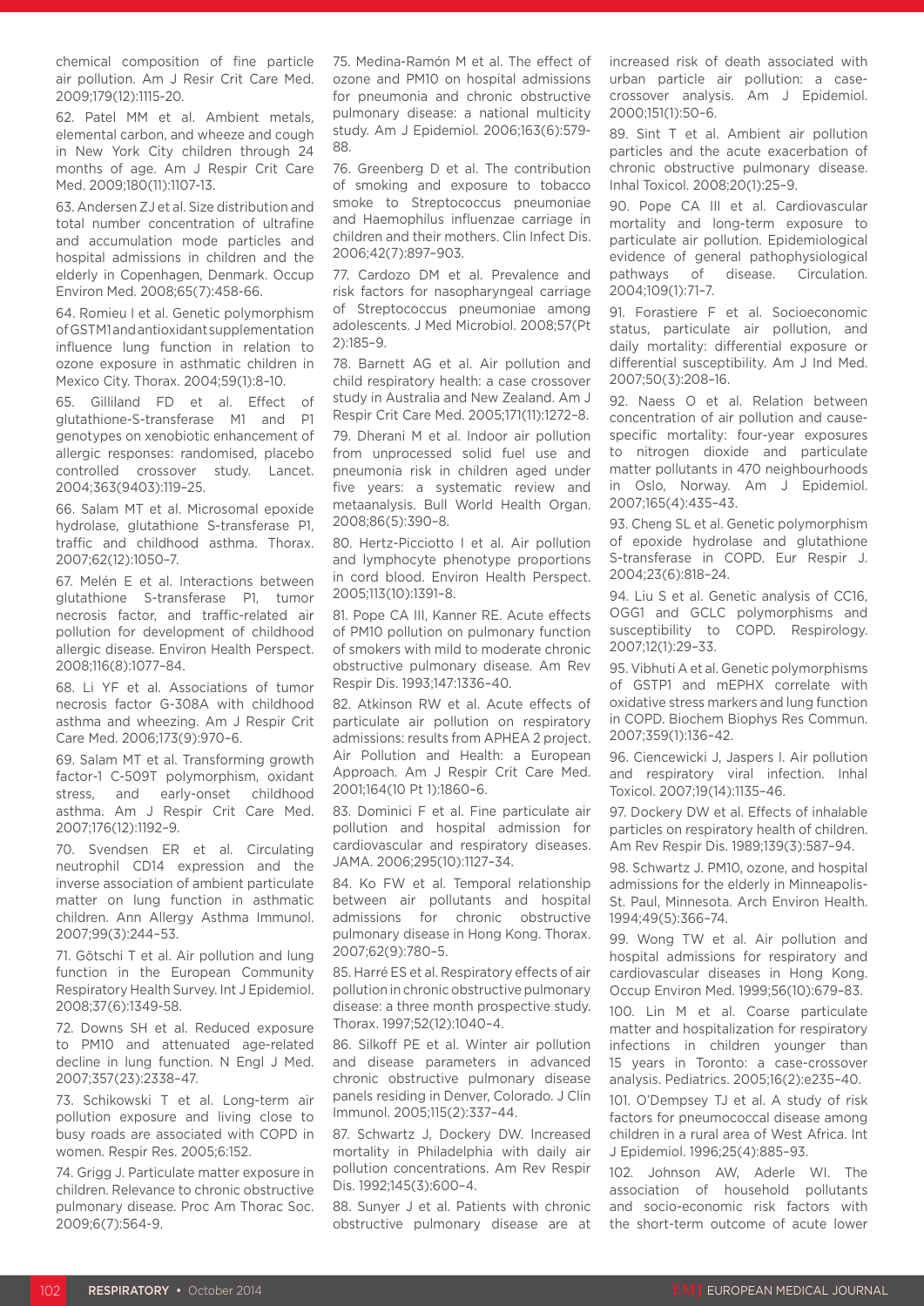chemical composition of fine particle air pollution. Am J Resir Crit Care Med. 2009;179(12):1115-20.

62. Patel MM et al. Ambient metals, elemental carbon, and wheeze and cough in New York City children through 24 months of age. Am J Respir Crit Care Med. 2009;180(11):1107-13.

63. Andersen ZJ et al. Size distribution and total number concentration of ultrafine and accumulation mode particles and hospital admissions in children and the elderly in Copenhagen, Denmark. Occup Environ Med. 2008;65(7):458-66.

64. Romieu I et al. Genetic polymorphism of GSTM1 and antioxidant supplementation influence lung function in relation to ozone exposure in asthmatic children in Mexico City. Thorax. 2004;59(1):8–10.

65. Gilliland FD et al. Effect of glutathione-S-transferase M1 and P1 genotypes on xenobiotic enhancement of allergic responses: randomised, placebo controlled crossover study. Lancet. 2004;363(9403):119–25.

66. Salam MT et al. Microsomal epoxide hydrolase, glutathione S-transferase P1, traffic and childhood asthma. Thorax. 2007;62(12):1050–7.

67. Melén E et al. Interactions between glutathione S-transferase P1, tumor necrosis factor, and traffic-related air pollution for development of childhood allergic disease. Environ Health Perspect. 2008;116(8):1077–84.

68. Li YF et al. Associations of tumor necrosis factor G-308A with childhood asthma and wheezing. Am J Respir Crit Care Med. 2006;173(9):970–6.

69. Salam MT et al. Transforming growth factor-1 C-509T polymorphism, oxidant stress, and early-onset childhood asthma. Am J Respir Crit Care Med. 2007;176(12):1192–9.

70. Svendsen ER et al. Circulating neutrophil CD14 expression and the inverse association of ambient particulate matter on lung function in asthmatic children. Ann Allergy Asthma Immunol. 2007;99(3):244–53.

71. Götschi T et al. Air pollution and lung function in the European Community Respiratory Health Survey. Int J Epidemiol. 2008;37(6):1349-58.

72. Downs SH et al. Reduced exposure to PM10 and attenuated age-related decline in lung function. N Engl J Med. 2007;357(23):2338–47.

73. Schikowski T et al. Long-term air pollution exposure and living close to busy roads are associated with COPD in women. Respir Res. 2005;6:152.

74. Grigg J. Particulate matter exposure in children. Relevance to chronic obstructive pulmonary disease. Proc Am Thorac Soc. 2009;6(7):564-9.

75. Medina-Ramón M et al. The effect of ozone and PM10 on hospital admissions for pneumonia and chronic obstructive pulmonary disease: a national multicity study. Am J Epidemiol. 2006;163(6):579-88.

76. Greenberg D et al. The contribution of smoking and exposure to tobacco smoke to Streptococcus pneumoniae and Haemophilus influenzae carriage in children and their mothers. Clin Infect Dis. 2006;42(7):897–903.

77. Cardozo DM et al. Prevalence and risk factors for nasopharyngeal carriage of Streptococcus pneumoniae among adolescents. J Med Microbiol. 2008;57(Pt 2):185–9.

78. Barnett AG et al. Air pollution and child respiratory health: a case crossover study in Australia and New Zealand. Am J Respir Crit Care Med. 2005;171(11):1272–8.

79. Dherani M et al. Indoor air pollution from unprocessed solid fuel use and pneumonia risk in children aged under five years: a systematic review and metaanalysis. Bull World Health Organ. 2008;86(5):390–8.

80. Hertz-Picciotto I et al. Air pollution and lymphocyte phenotype proportions in cord blood. Environ Health Perspect. 2005;113(10):1391–8.

81. Pope CA III, Kanner RE. Acute effects of PM10 pollution on pulmonary function of smokers with mild to moderate chronic obstructive pulmonary disease. Am Rev Respir Dis. 1993;147:1336–40.

82. Atkinson RW et al. Acute effects of particulate air pollution on respiratory admissions: results from APHEA 2 project. Air Pollution and Health: a European Approach. Am J Respir Crit Care Med. 2001;164(10 Pt 1):1860–6.

83. Dominici F et al. Fine particulate air pollution and hospital admission for cardiovascular and respiratory diseases. JAMA. 2006;295(10):1127–34.

84. Ko FW et al. Temporal relationship between air pollutants and hospital admissions for chronic obstructive pulmonary disease in Hong Kong. Thorax. 2007;62(9):780–5.

85. Harré ES et al. Respiratory effects of air pollution in chronic obstructive pulmonary disease: a three month prospective study. Thorax. 1997;52(12):1040–4.

86. Silkoff PE et al. Winter air pollution and disease parameters in advanced chronic obstructive pulmonary disease panels residing in Denver, Colorado. J Clin Immunol. 2005;115(2):337–44.

87. Schwartz J, Dockery DW. Increased mortality in Philadelphia with daily air pollution concentrations. Am Rev Respir Dis. 1992;145(3):600–4.

88. Sunyer J et al. Patients with chronic obstructive pulmonary disease are at increased risk of death associated with urban particle air pollution: a case-crossover analysis. Am J Epidemiol. 2000;151(1):50–6.

89. Sint T et al. Ambient air pollution particles and the acute exacerbation of chronic obstructive pulmonary disease. Inhal Toxicol. 2008;20(1):25–9.

90. Pope CA III et al. Cardiovascular mortality and long-term exposure to particulate air pollution. Epidemiological evidence of general pathophysiological pathways of disease. Circulation. 2004;109(1):71–7.

91. Forastiere F et al. Socioeconomic status, particulate air pollution, and daily mortality: differential exposure or differential susceptibility. Am J Ind Med. 2007;50(3):208–16.

92. Naess O et al. Relation between concentration of air pollution and cause-specific mortality: four-year exposures to nitrogen dioxide and particulate matter pollutants in 470 neighbourhoods in Oslo, Norway. Am J Epidemiol. 2007;165(4):435–43.

93. Cheng SL et al. Genetic polymorphism of epoxide hydrolase and glutathione S-transferase in COPD. Eur Respir J. 2004;23(6):818–24.

94. Liu S et al. Genetic analysis of CC16, OGG1 and GCLC polymorphisms and susceptibility to COPD. Respirology. 2007;12(1):29–33.

95. Vibhuti A et al. Genetic polymorphisms of GSTP1 and mEPHX correlate with oxidative stress markers and lung function in COPD. Biochem Biophys Res Commun. 2007;359(1):136–42.

96. Ciencewicki J, Jaspers I. Air pollution and respiratory viral infection. Inhal Toxicol. 2007;19(14):1135–46.

97. Dockery DW et al. Effects of inhalable particles on respiratory health of children. Am Rev Respir Dis. 1989;139(3):587–94.

98. Schwartz J. PM10, ozone, and hospital admissions for the elderly in Minneapolis-St. Paul, Minnesota. Arch Environ Health. 1994;49(5):366–74.

99. Wong TW et al. Air pollution and hospital admissions for respiratory and cardiovascular diseases in Hong Kong. Occup Environ Med. 1999;56(10):679–83.

100. Lin M et al. Coarse particulate matter and hospitalization for respiratory infections in children younger than 15 years in Toronto: a case-crossover analysis. Pediatrics. 2005;16(2):e235–40.

101. O'Dempsey TJ et al. A study of risk factors for pneumococcal disease among children in a rural area of West Africa. Int J Epidemiol. 1996;25(4):885–93.

102. Johnson AW, Aderle WI. The association of household pollutants and socio-economic risk factors with the short-term outcome of acute lower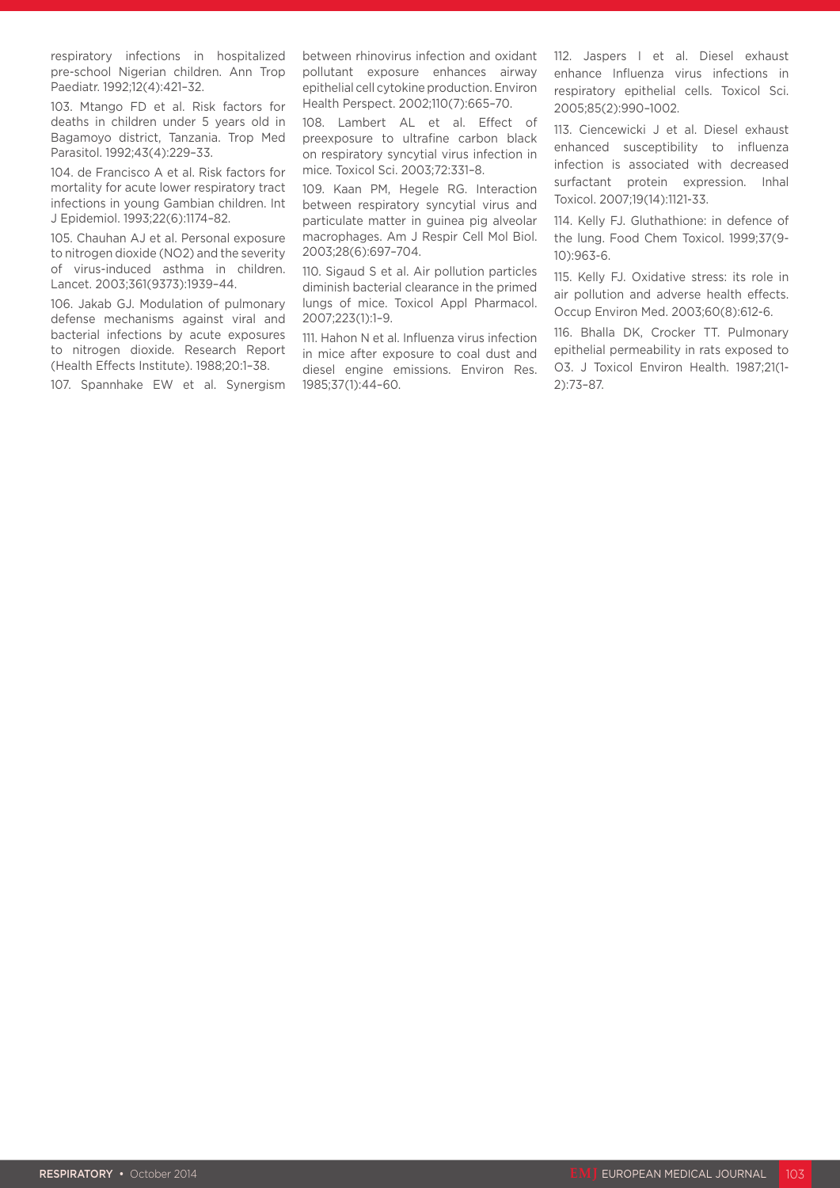respiratory infections in hospitalized pre-school Nigerian children. Ann Trop Paediatr. 1992;12(4):421–32.

103. Mtango FD et al. Risk factors for deaths in children under 5 years old in Bagamoyo district, Tanzania. Trop Med Parasitol. 1992;43(4):229–33.

104. de Francisco A et al. Risk factors for mortality for acute lower respiratory tract infections in young Gambian children. Int J Epidemiol. 1993;22(6):1174–82.

105. Chauhan AJ et al. Personal exposure to nitrogen dioxide (NO2) and the severity of virus-induced asthma in children. Lancet. 2003;361(9373):1939–44.

106. Jakab GJ. Modulation of pulmonary defense mechanisms against viral and bacterial infections by acute exposures to nitrogen dioxide. Research Report (Health Effects Institute). 1988;20:1–38.

107. Spannhake EW et al. Synergism between rhinovirus infection and oxidant pollutant exposure enhances airway epithelial cell cytokine production. Environ Health Perspect. 2002;110(7):665–70.

108. Lambert AL et al. Effect of preexposure to ultrafine carbon black on respiratory syncytial virus infection in mice. Toxicol Sci. 2003;72:331–8.

109. Kaan PM, Hegele RG. Interaction between respiratory syncytial virus and particulate matter in guinea pig alveolar macrophages. Am J Respir Cell Mol Biol. 2003;28(6):697–704.

110. Sigaud S et al. Air pollution particles diminish bacterial clearance in the primed lungs of mice. Toxicol Appl Pharmacol. 2007;223(1):1–9.

111. Hahon N et al. Influenza virus infection in mice after exposure to coal dust and diesel engine emissions. Environ Res. 1985;37(1):44–60.

112. Jaspers I et al. Diesel exhaust enhance Influenza virus infections in respiratory epithelial cells. Toxicol Sci. 2005;85(2):990–1002.

113. Ciencewicki J et al. Diesel exhaust enhanced susceptibility to influenza infection is associated with decreased surfactant protein expression. Inhal Toxicol. 2007;19(14):1121-33.

114. Kelly FJ. Gluthathione: in defence of the lung. Food Chem Toxicol. 1999;37(9-10):963-6.

115. Kelly FJ. Oxidative stress: its role in air pollution and adverse health effects. Occup Environ Med. 2003;60(8):612-6.

116. Bhalla DK, Crocker TT. Pulmonary epithelial permeability in rats exposed to O3. J Toxicol Environ Health. 1987;21(1-2):73–87.